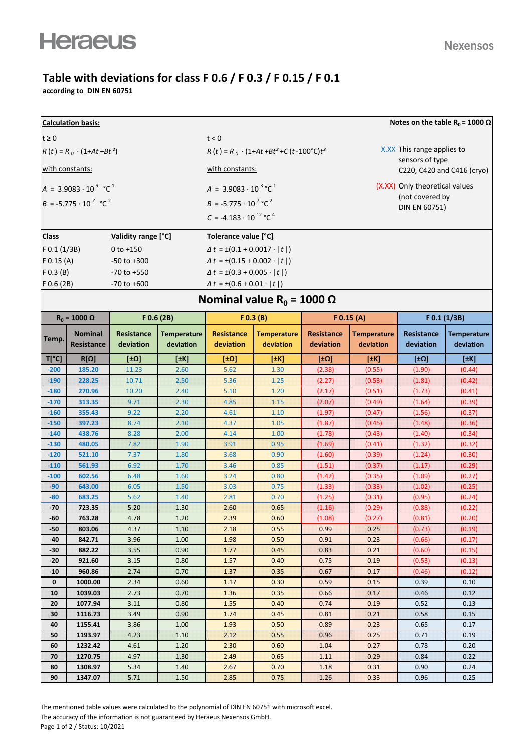Heraeus

Nexensos

# Table with deviations for class F 0.6 / F 0.3 / F 0.15 / F 0.1

**according to DIN EN 60751**

**Calculation basis:**

$t \geq 0$

$R(t) = R_0 \cdot (1 + At + Bt^2)$

with constants:

$A = 3.9083 \cdot 10^{-3}\ °C^{-1}$

$B = -5.775 \cdot 10^{-7}\ °C^{-2}$

$t < 0$

$R(t) = R_0 \cdot (1 + At + Bt^2 + C(t - 100°C)t^3$

with constants:

$A = 3.9083 \cdot 10^{-3}\ °C^{-1}$

$B = -5.775 \cdot 10^{-7}\ °C^{-2}$

$C = -4.183 \cdot 10^{-12}\ °C^{-4}$

**Notes on the table $R_0 = 1000\ \Omega$**

X.XX This range applies to sensors of type C220, C420 and C416 (cryo)

(X.XX) Only theoretical values (not covered by DIN EN 60751)

| Class | Validity range [°C] | Tolerance value [°C] |
|---|---|---|
| F 0.1 (1/3B) | 0 to +150 | $\Delta t = \pm(0.1 + 0.0017 \cdot \|t\|)$ |
| F 0.15 (A) | -50 to +300 | $\Delta t = \pm(0.15 + 0.002 \cdot \|t\|)$ |
| F 0.3 (B) | -70 to +550 | $\Delta t = \pm(0.3 + 0.005 \cdot \|t\|)$ |
| F 0.6 (2B) | -70 to +600 | $\Delta t = \pm(0.6 + 0.01 \cdot \|t\|)$ |

## Nominal value $R_0 = 1000\ \Omega$

| $R_0 = 1000\ \Omega$ | | F 0.6 (2B) | | F 0.3 (B) | | F 0.15 (A) | | F 0.1 (1/3B) | |
|---|---|---|---|---|---|---|---|---|---|
| Temp. | Nominal Resistance | Resistance deviation | Temperature deviation | Resistance deviation | Temperature deviation | Resistance deviation | Temperature deviation | Resistance deviation | Temperature deviation |
| T[°C] | R[Ω] | [±Ω] | [±K] | [±Ω] | [±K] | [±Ω] | [±K] | [±Ω] | [±K] |
| -200 | 185.20 | 11.23 | 2.60 | 5.62 | 1.30 | (2.38) | (0.55) | (1.90) | (0.44) |
| -190 | 228.25 | 10.71 | 2.50 | 5.36 | 1.25 | (2.27) | (0.53) | (1.81) | (0.42) |
| -180 | 270.96 | 10.20 | 2.40 | 5.10 | 1.20 | (2.17) | (0.51) | (1.73) | (0.41) |
| -170 | 313.35 | 9.71 | 2.30 | 4.85 | 1.15 | (2.07) | (0.49) | (1.64) | (0.39) |
| -160 | 355.43 | 9.22 | 2.20 | 4.61 | 1.10 | (1.97) | (0.47) | (1.56) | (0.37) |
| -150 | 397.23 | 8.74 | 2.10 | 4.37 | 1.05 | (1.87) | (0.45) | (1.48) | (0.36) |
| -140 | 438.76 | 8.28 | 2.00 | 4.14 | 1.00 | (1.78) | (0.43) | (1.40) | (0.34) |
| -130 | 480.05 | 7.82 | 1.90 | 3.91 | 0.95 | (1.69) | (0.41) | (1.32) | (0.32) |
| -120 | 521.10 | 7.37 | 1.80 | 3.68 | 0.90 | (1.60) | (0.39) | (1.24) | (0.30) |
| -110 | 561.93 | 6.92 | 1.70 | 3.46 | 0.85 | (1.51) | (0.37) | (1.17) | (0.29) |
| -100 | 602.56 | 6.48 | 1.60 | 3.24 | 0.80 | (1.42) | (0.35) | (1.09) | (0.27) |
| -90 | 643.00 | 6.05 | 1.50 | 3.03 | 0.75 | (1.33) | (0.33) | (1.02) | (0.25) |
| -80 | 683.25 | 5.62 | 1.40 | 2.81 | 0.70 | (1.25) | (0.31) | (0.95) | (0.24) |
| -70 | 723.35 | 5.20 | 1.30 | 2.60 | 0.65 | (1.16) | (0.29) | (0.88) | (0.22) |
| -60 | 763.28 | 4.78 | 1.20 | 2.39 | 0.60 | (1.08) | (0.27) | (0.81) | (0.20) |
| -50 | 803.06 | 4.37 | 1.10 | 2.18 | 0.55 | 0.99 | 0.25 | (0.73) | (0.19) |
| -40 | 842.71 | 3.96 | 1.00 | 1.98 | 0.50 | 0.91 | 0.23 | (0.66) | (0.17) |
| -30 | 882.22 | 3.55 | 0.90 | 1.77 | 0.45 | 0.83 | 0.21 | (0.60) | (0.15) |
| -20 | 921.60 | 3.15 | 0.80 | 1.57 | 0.40 | 0.75 | 0.19 | (0.53) | (0.13) |
| -10 | 960.86 | 2.74 | 0.70 | 1.37 | 0.35 | 0.67 | 0.17 | (0.46) | (0.12) |
| 0 | 1000.00 | 2.34 | 0.60 | 1.17 | 0.30 | 0.59 | 0.15 | 0.39 | 0.10 |
| 10 | 1039.03 | 2.73 | 0.70 | 1.36 | 0.35 | 0.66 | 0.17 | 0.46 | 0.12 |
| 20 | 1077.94 | 3.11 | 0.80 | 1.55 | 0.40 | 0.74 | 0.19 | 0.52 | 0.13 |
| 30 | 1116.73 | 3.49 | 0.90 | 1.74 | 0.45 | 0.81 | 0.21 | 0.58 | 0.15 |
| 40 | 1155.41 | 3.86 | 1.00 | 1.93 | 0.50 | 0.89 | 0.23 | 0.65 | 0.17 |
| 50 | 1193.97 | 4.23 | 1.10 | 2.12 | 0.55 | 0.96 | 0.25 | 0.71 | 0.19 |
| 60 | 1232.42 | 4.61 | 1.20 | 2.30 | 0.60 | 1.04 | 0.27 | 0.78 | 0.20 |
| 70 | 1270.75 | 4.97 | 1.30 | 2.49 | 0.65 | 1.11 | 0.29 | 0.84 | 0.22 |
| 80 | 1308.97 | 5.34 | 1.40 | 2.67 | 0.70 | 1.18 | 0.31 | 0.90 | 0.24 |
| 90 | 1347.07 | 5.71 | 1.50 | 2.85 | 0.75 | 1.26 | 0.33 | 0.96 | 0.25 |

The mentioned table values were calculated to the polynomial of DIN EN 60751 with microsoft excel.

The accuracy of the information is not guaranteed by Heraeus Nexensos GmbH.

Status: 10/2021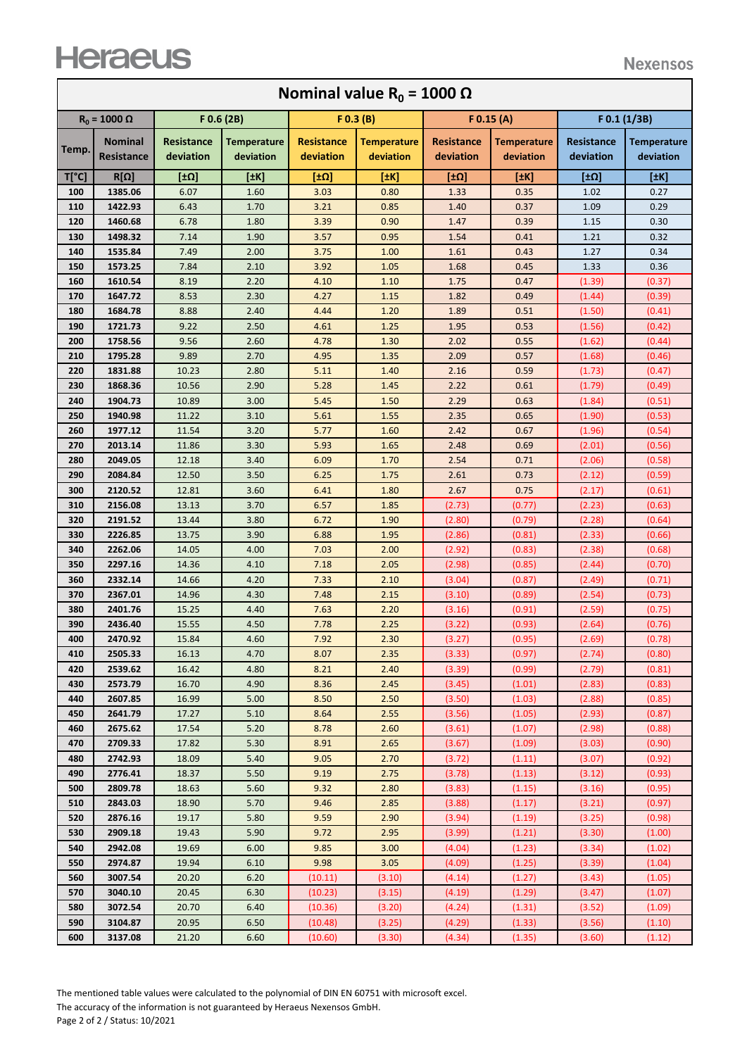# Nominal value $R_0$ = 1000 Ω

| $R_0$ = 1000 Ω | | F 0.6 (2B) | | F 0.3 (B) | | F 0.15 (A) | | F 0.1 (1/3B) | |
|---|---|---|---|---|---|---|---|---|---|
| Temp. | Nominal Resistance | Resistance deviation | Temperature deviation | Resistance deviation | Temperature deviation | Resistance deviation | Temperature deviation | Resistance deviation | Temperature deviation |
| T[°C] | R[Ω] | [±Ω] | [±K] | [±Ω] | [±K] | [±Ω] | [±K] | [±Ω] | [±K] |
| 100 | 1385.06 | 6.07 | 1.60 | 3.03 | 0.80 | 1.33 | 0.35 | 1.02 | 0.27 |
| 110 | 1422.93 | 6.43 | 1.70 | 3.21 | 0.85 | 1.40 | 0.37 | 1.09 | 0.29 |
| 120 | 1460.68 | 6.78 | 1.80 | 3.39 | 0.90 | 1.47 | 0.39 | 1.15 | 0.30 |
| 130 | 1498.32 | 7.14 | 1.90 | 3.57 | 0.95 | 1.54 | 0.41 | 1.21 | 0.32 |
| 140 | 1535.84 | 7.49 | 2.00 | 3.75 | 1.00 | 1.61 | 0.43 | 1.27 | 0.34 |
| 150 | 1573.25 | 7.84 | 2.10 | 3.92 | 1.05 | 1.68 | 0.45 | 1.33 | 0.36 |
| 160 | 1610.54 | 8.19 | 2.20 | 4.10 | 1.10 | 1.75 | 0.47 | (1.39) | (0.37) |
| 170 | 1647.72 | 8.53 | 2.30 | 4.27 | 1.15 | 1.82 | 0.49 | (1.44) | (0.39) |
| 180 | 1684.78 | 8.88 | 2.40 | 4.44 | 1.20 | 1.89 | 0.51 | (1.50) | (0.41) |
| 190 | 1721.73 | 9.22 | 2.50 | 4.61 | 1.25 | 1.95 | 0.53 | (1.56) | (0.42) |
| 200 | 1758.56 | 9.56 | 2.60 | 4.78 | 1.30 | 2.02 | 0.55 | (1.62) | (0.44) |
| 210 | 1795.28 | 9.89 | 2.70 | 4.95 | 1.35 | 2.09 | 0.57 | (1.68) | (0.46) |
| 220 | 1831.88 | 10.23 | 2.80 | 5.11 | 1.40 | 2.16 | 0.59 | (1.73) | (0.47) |
| 230 | 1868.36 | 10.56 | 2.90 | 5.28 | 1.45 | 2.22 | 0.61 | (1.79) | (0.49) |
| 240 | 1904.73 | 10.89 | 3.00 | 5.45 | 1.50 | 2.29 | 0.63 | (1.84) | (0.51) |
| 250 | 1940.98 | 11.22 | 3.10 | 5.61 | 1.55 | 2.35 | 0.65 | (1.90) | (0.53) |
| 260 | 1977.12 | 11.54 | 3.20 | 5.77 | 1.60 | 2.42 | 0.67 | (1.96) | (0.54) |
| 270 | 2013.14 | 11.86 | 3.30 | 5.93 | 1.65 | 2.48 | 0.69 | (2.01) | (0.56) |
| 280 | 2049.05 | 12.18 | 3.40 | 6.09 | 1.70 | 2.54 | 0.71 | (2.06) | (0.58) |
| 290 | 2084.84 | 12.50 | 3.50 | 6.25 | 1.75 | 2.61 | 0.73 | (2.12) | (0.59) |
| 300 | 2120.52 | 12.81 | 3.60 | 6.41 | 1.80 | 2.67 | 0.75 | (2.17) | (0.61) |
| 310 | 2156.08 | 13.13 | 3.70 | 6.57 | 1.85 | (2.73) | (0.77) | (2.23) | (0.63) |
| 320 | 2191.52 | 13.44 | 3.80 | 6.72 | 1.90 | (2.80) | (0.79) | (2.28) | (0.64) |
| 330 | 2226.85 | 13.75 | 3.90 | 6.88 | 1.95 | (2.86) | (0.81) | (2.33) | (0.66) |
| 340 | 2262.06 | 14.05 | 4.00 | 7.03 | 2.00 | (2.92) | (0.83) | (2.38) | (0.68) |
| 350 | 2297.16 | 14.36 | 4.10 | 7.18 | 2.05 | (2.98) | (0.85) | (2.44) | (0.70) |
| 360 | 2332.14 | 14.66 | 4.20 | 7.33 | 2.10 | (3.04) | (0.87) | (2.49) | (0.71) |
| 370 | 2367.01 | 14.96 | 4.30 | 7.48 | 2.15 | (3.10) | (0.89) | (2.54) | (0.73) |
| 380 | 2401.76 | 15.25 | 4.40 | 7.63 | 2.20 | (3.16) | (0.91) | (2.59) | (0.75) |
| 390 | 2436.40 | 15.55 | 4.50 | 7.78 | 2.25 | (3.22) | (0.93) | (2.64) | (0.76) |
| 400 | 2470.92 | 15.84 | 4.60 | 7.92 | 2.30 | (3.27) | (0.95) | (2.69) | (0.78) |
| 410 | 2505.33 | 16.13 | 4.70 | 8.07 | 2.35 | (3.33) | (0.97) | (2.74) | (0.80) |
| 420 | 2539.62 | 16.42 | 4.80 | 8.21 | 2.40 | (3.39) | (0.99) | (2.79) | (0.81) |
| 430 | 2573.79 | 16.70 | 4.90 | 8.36 | 2.45 | (3.45) | (1.01) | (2.83) | (0.83) |
| 440 | 2607.85 | 16.99 | 5.00 | 8.50 | 2.50 | (3.50) | (1.03) | (2.88) | (0.85) |
| 450 | 2641.79 | 17.27 | 5.10 | 8.64 | 2.55 | (3.56) | (1.05) | (2.93) | (0.87) |
| 460 | 2675.62 | 17.54 | 5.20 | 8.78 | 2.60 | (3.61) | (1.07) | (2.98) | (0.88) |
| 470 | 2709.33 | 17.82 | 5.30 | 8.91 | 2.65 | (3.67) | (1.09) | (3.03) | (0.90) |
| 480 | 2742.93 | 18.09 | 5.40 | 9.05 | 2.70 | (3.72) | (1.11) | (3.07) | (0.92) |
| 490 | 2776.41 | 18.37 | 5.50 | 9.19 | 2.75 | (3.78) | (1.13) | (3.12) | (0.93) |
| 500 | 2809.78 | 18.63 | 5.60 | 9.32 | 2.80 | (3.83) | (1.15) | (3.16) | (0.95) |
| 510 | 2843.03 | 18.90 | 5.70 | 9.46 | 2.85 | (3.88) | (1.17) | (3.21) | (0.97) |
| 520 | 2876.16 | 19.17 | 5.80 | 9.59 | 2.90 | (3.94) | (1.19) | (3.25) | (0.98) |
| 530 | 2909.18 | 19.43 | 5.90 | 9.72 | 2.95 | (3.99) | (1.21) | (3.30) | (1.00) |
| 540 | 2942.08 | 19.69 | 6.00 | 9.85 | 3.00 | (4.04) | (1.23) | (3.34) | (1.02) |
| 550 | 2974.87 | 19.94 | 6.10 | 9.98 | 3.05 | (4.09) | (1.25) | (3.39) | (1.04) |
| 560 | 3007.54 | 20.20 | 6.20 | (10.11) | (3.10) | (4.14) | (1.27) | (3.43) | (1.05) |
| 570 | 3040.10 | 20.45 | 6.30 | (10.23) | (3.15) | (4.19) | (1.29) | (3.47) | (1.07) |
| 580 | 3072.54 | 20.70 | 6.40 | (10.36) | (3.20) | (4.24) | (1.31) | (3.52) | (1.09) |
| 590 | 3104.87 | 20.95 | 6.50 | (10.48) | (3.25) | (4.29) | (1.33) | (3.56) | (1.10) |
| 600 | 3137.08 | 21.20 | 6.60 | (10.60) | (3.30) | (4.34) | (1.35) | (3.60) | (1.12) |

The mentioned table values were calculated to the polynomial of DIN EN 60751 with microsoft excel.
The accuracy of the information is not guaranteed by Heraeus Nexensos GmbH.
Status: 10/2021